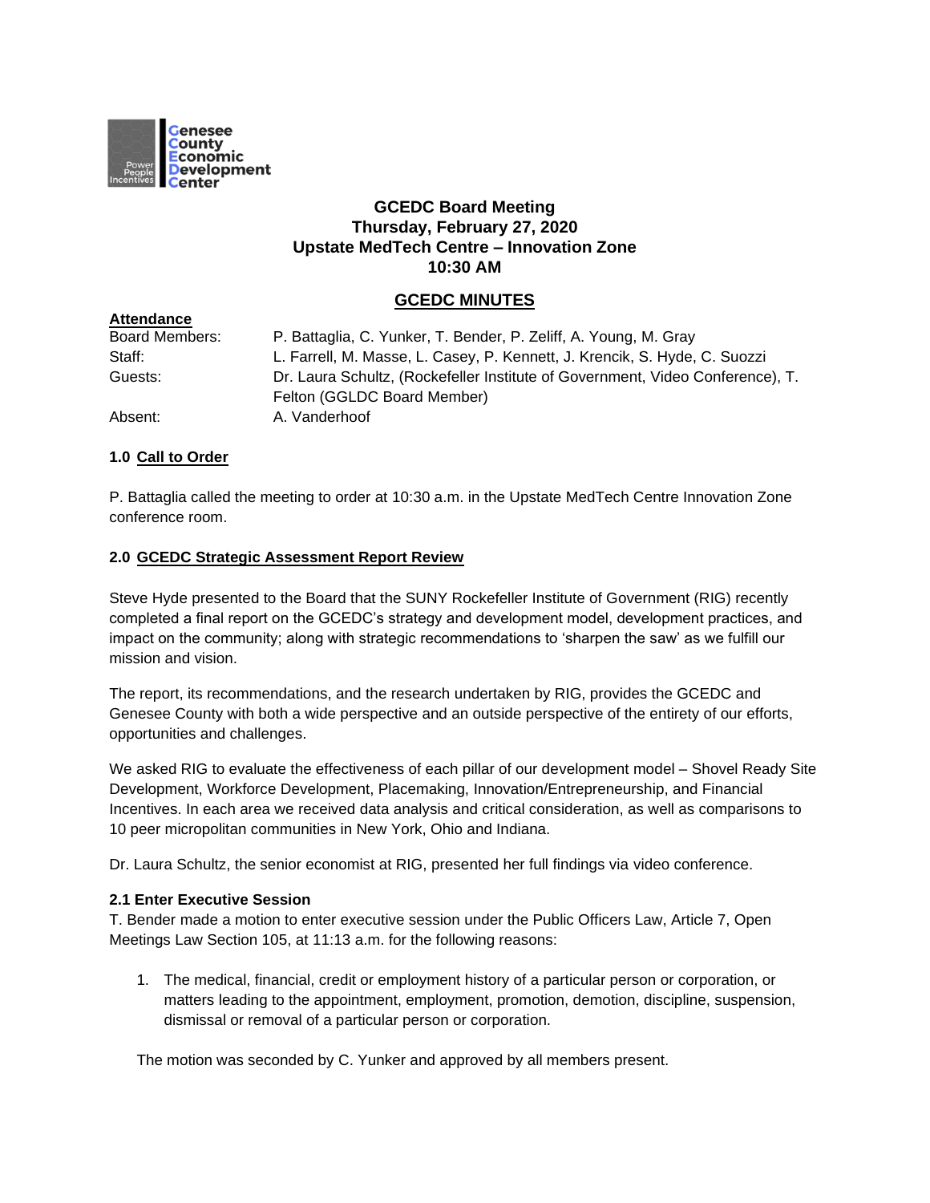Genesee County Economic Development Center

Power People Incentives

# GCEDC Board Meeting
# Thursday, February 27, 2020
# Upstate MedTech Centre – Innovation Zone
# 10:30 AM

## GCEDC MINUTES

**Attendance**

| | |
|---|---|
| Board Members: | P. Battaglia, C. Yunker, T. Bender, P. Zeliff, A. Young, M. Gray |
| Staff: | L. Farrell, M. Masse, L. Casey, P. Kennett, J. Krencik, S. Hyde, C. Suozzi |
| Guests: | Dr. Laura Schultz, (Rockefeller Institute of Government, Video Conference), T. Felton (GGLDC Board Member) |
| Absent: | A. Vanderhoof |

### 1.0 Call to Order

P. Battaglia called the meeting to order at 10:30 a.m. in the Upstate MedTech Centre Innovation Zone conference room.

### 2.0 GCEDC Strategic Assessment Report Review

Steve Hyde presented to the Board that the SUNY Rockefeller Institute of Government (RIG) recently completed a final report on the GCEDC's strategy and development model, development practices, and impact on the community; along with strategic recommendations to 'sharpen the saw' as we fulfill our mission and vision.

The report, its recommendations, and the research undertaken by RIG, provides the GCEDC and Genesee County with both a wide perspective and an outside perspective of the entirety of our efforts, opportunities and challenges.

We asked RIG to evaluate the effectiveness of each pillar of our development model – Shovel Ready Site Development, Workforce Development, Placemaking, Innovation/Entrepreneurship, and Financial Incentives. In each area we received data analysis and critical consideration, as well as comparisons to 10 peer micropolitan communities in New York, Ohio and Indiana.

Dr. Laura Schultz, the senior economist at RIG, presented her full findings via video conference.

**2.1 Enter Executive Session**

T. Bender made a motion to enter executive session under the Public Officers Law, Article 7, Open Meetings Law Section 105, at 11:13 a.m. for the following reasons:

1. The medical, financial, credit or employment history of a particular person or corporation, or matters leading to the appointment, employment, promotion, demotion, discipline, suspension, dismissal or removal of a particular person or corporation.

The motion was seconded by C. Yunker and approved by all members present.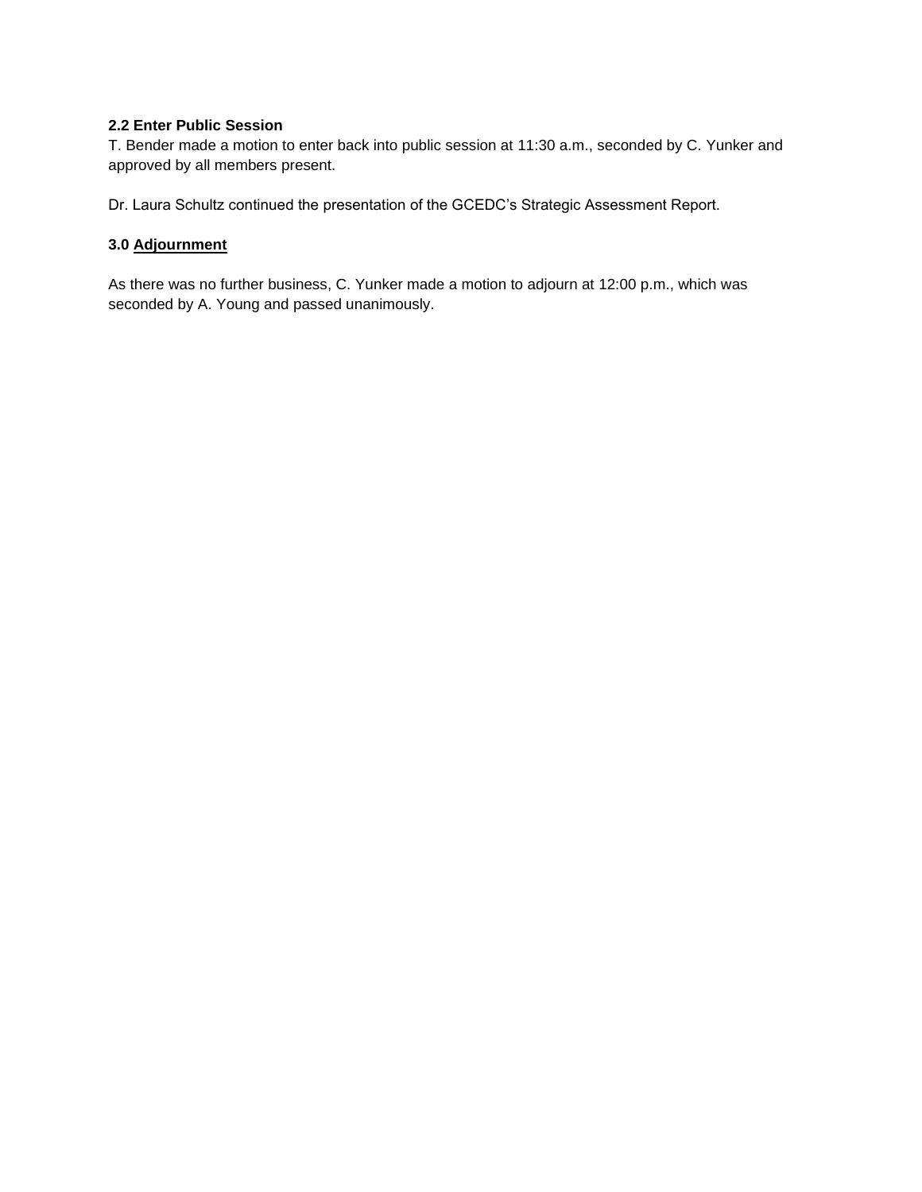**2.2 Enter Public Session**

T. Bender made a motion to enter back into public session at 11:30 a.m., seconded by C. Yunker and approved by all members present.

Dr. Laura Schultz continued the presentation of the GCEDC's Strategic Assessment Report.

**3.0 <u>Adjournment</u>**

As there was no further business, C. Yunker made a motion to adjourn at 12:00 p.m., which was seconded by A. Young and passed unanimously.